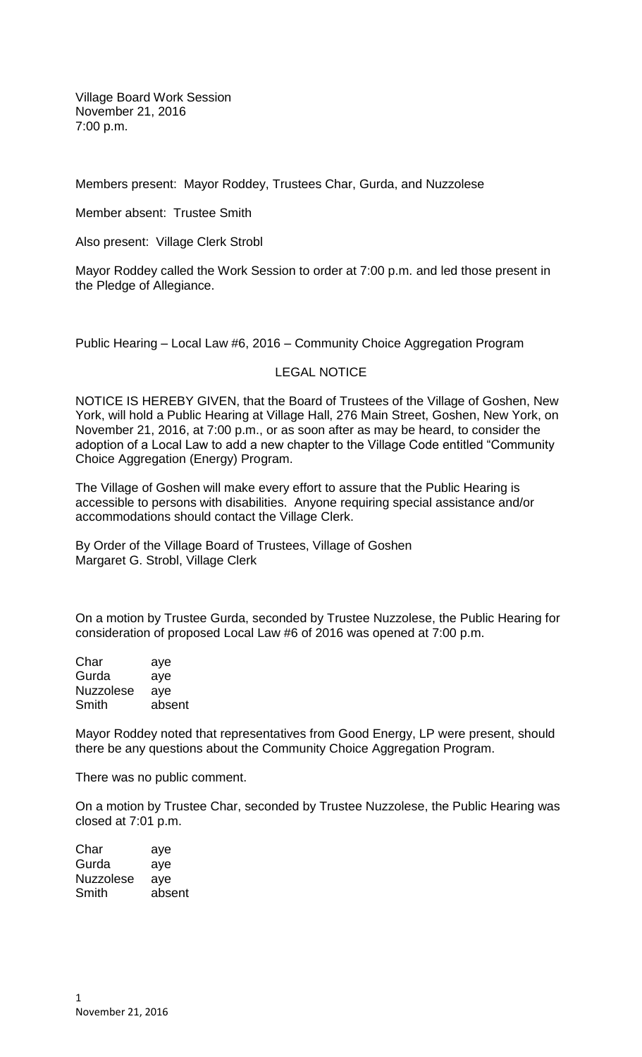Village Board Work Session
November 21, 2016
7:00 p.m.

Members present: Mayor Roddey, Trustees Char, Gurda, and Nuzzolese

Member absent: Trustee Smith

Also present: Village Clerk Strobl

Mayor Roddey called the Work Session to order at 7:00 p.m. and led those present in the Pledge of Allegiance.

Public Hearing – Local Law #6, 2016 – Community Choice Aggregation Program

LEGAL NOTICE

NOTICE IS HEREBY GIVEN, that the Board of Trustees of the Village of Goshen, New York, will hold a Public Hearing at Village Hall, 276 Main Street, Goshen, New York, on November 21, 2016, at 7:00 p.m., or as soon after as may be heard, to consider the adoption of a Local Law to add a new chapter to the Village Code entitled "Community Choice Aggregation (Energy) Program.

The Village of Goshen will make every effort to assure that the Public Hearing is accessible to persons with disabilities. Anyone requiring special assistance and/or accommodations should contact the Village Clerk.

By Order of the Village Board of Trustees, Village of Goshen
Margaret G. Strobl, Village Clerk

On a motion by Trustee Gurda, seconded by Trustee Nuzzolese, the Public Hearing for consideration of proposed Local Law #6 of 2016 was opened at 7:00 p.m.

| | |
|---|---|
| Char | aye |
| Gurda | aye |
| Nuzzolese | aye |
| Smith | absent |

Mayor Roddey noted that representatives from Good Energy, LP were present, should there be any questions about the Community Choice Aggregation Program.

There was no public comment.

On a motion by Trustee Char, seconded by Trustee Nuzzolese, the Public Hearing was closed at 7:01 p.m.

| | |
|---|---|
| Char | aye |
| Gurda | aye |
| Nuzzolese | aye |
| Smith | absent |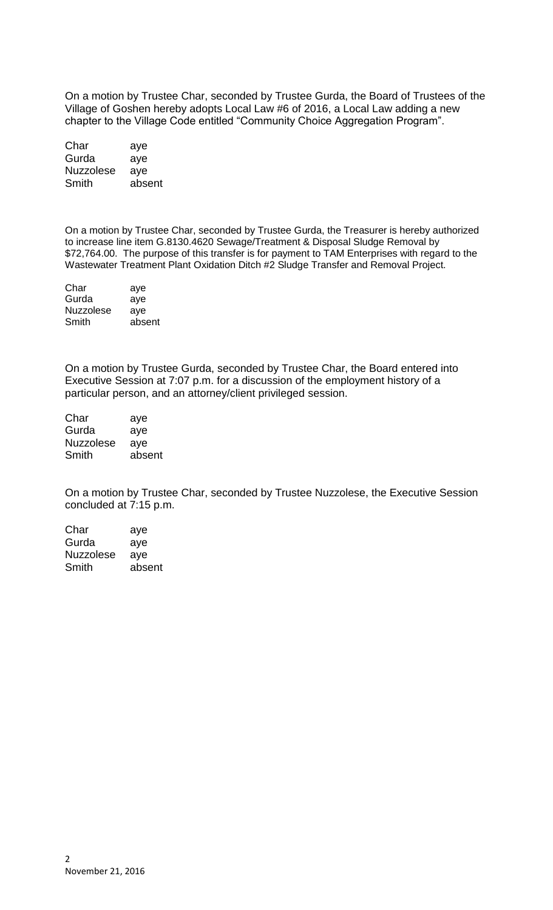On a motion by Trustee Char, seconded by Trustee Gurda, the Board of Trustees of the Village of Goshen hereby adopts Local Law #6 of 2016, a Local Law adding a new chapter to the Village Code entitled "Community Choice Aggregation Program".

| | |
|---|---|
| Char | aye |
| Gurda | aye |
| Nuzzolese | aye |
| Smith | absent |

On a motion by Trustee Char, seconded by Trustee Gurda, the Treasurer is hereby authorized to increase line item G.8130.4620 Sewage/Treatment & Disposal Sludge Removal by $72,764.00. The purpose of this transfer is for payment to TAM Enterprises with regard to the Wastewater Treatment Plant Oxidation Ditch #2 Sludge Transfer and Removal Project.

| | |
|---|---|
| Char | aye |
| Gurda | aye |
| Nuzzolese | aye |
| Smith | absent |

On a motion by Trustee Gurda, seconded by Trustee Char, the Board entered into Executive Session at 7:07 p.m. for a discussion of the employment history of a particular person, and an attorney/client privileged session.

| | |
|---|---|
| Char | aye |
| Gurda | aye |
| Nuzzolese | aye |
| Smith | absent |

On a motion by Trustee Char, seconded by Trustee Nuzzolese, the Executive Session concluded at 7:15 p.m.

| | |
|---|---|
| Char | aye |
| Gurda | aye |
| Nuzzolese | aye |
| Smith | absent |